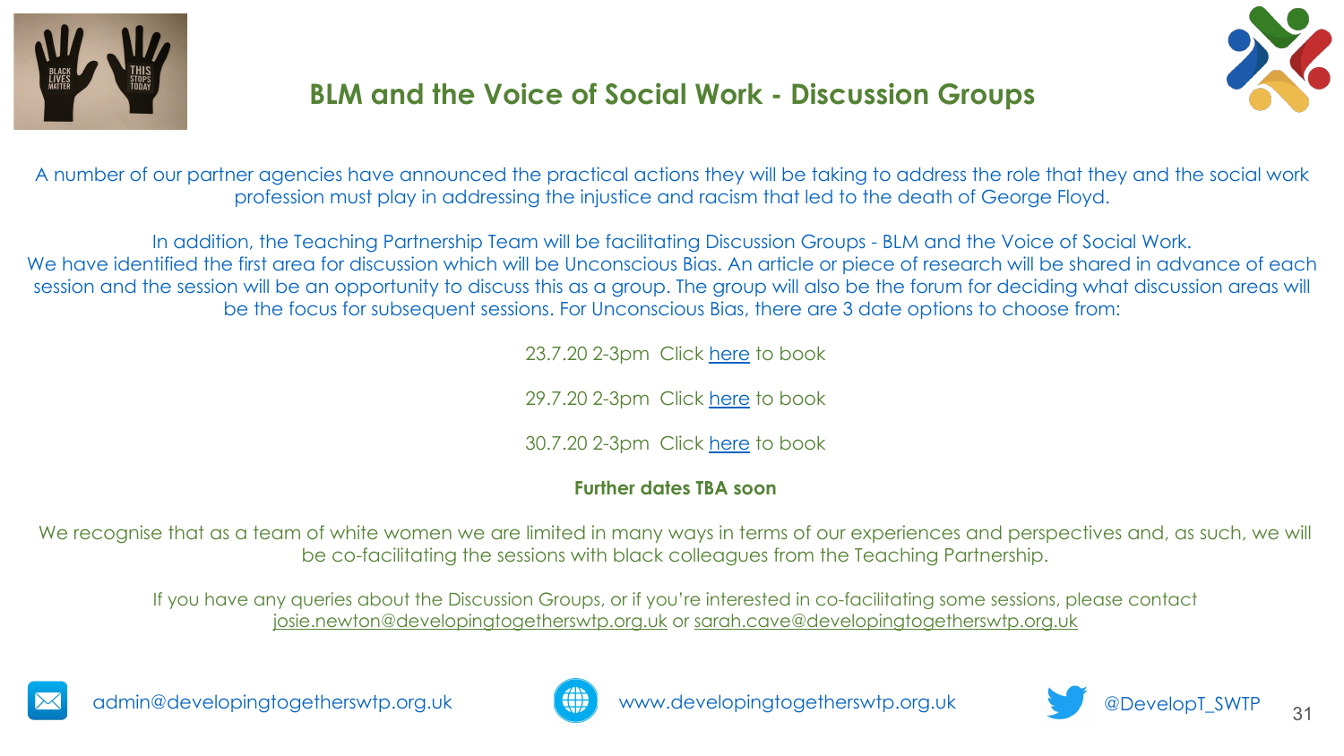# BLM and the Voice of Social Work - Discussion Groups

A number of our partner agencies have announced the practical actions they will be taking to address the role that they and the social work profession must play in addressing the injustice and racism that led to the death of George Floyd.

In addition, the Teaching Partnership Team will be facilitating Discussion Groups - BLM and the Voice of Social Work. We have identified the first area for discussion which will be Unconscious Bias. An article or piece of research will be shared in advance of each session and the session will be an opportunity to discuss this as a group. The group will also be the forum for deciding what discussion areas will be the focus for subsequent sessions. For Unconscious Bias, there are 3 date options to choose from:

23.7.20 2-3pm Click here to book

29.7.20 2-3pm Click here to book

30.7.20 2-3pm Click here to book

**Further dates TBA soon**

We recognise that as a team of white women we are limited in many ways in terms of our experiences and perspectives and, as such, we will be co-facilitating the sessions with black colleagues from the Teaching Partnership.

If you have any queries about the Discussion Groups, or if you're interested in co-facilitating some sessions, please contact josie.newton@developingtogetherswtp.org.uk or sarah.cave@developingtogetherswtp.org.uk

admin@developingtogetherswtp.org.uk

www.developingtogetherswtp.org.uk

@DevelopT_SWTP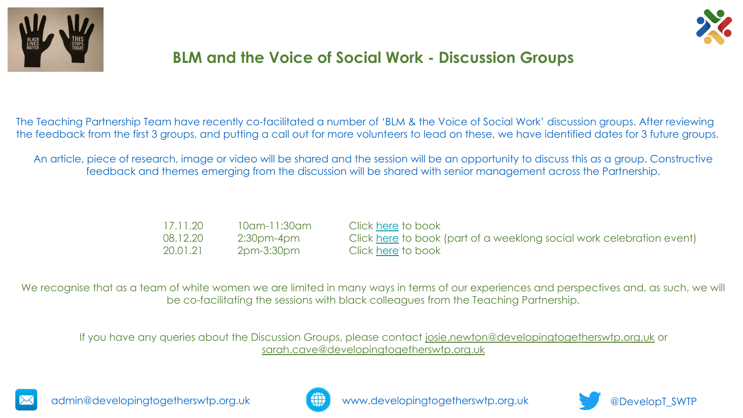# BLM and the Voice of Social Work - Discussion Groups

The Teaching Partnership Team have recently co-facilitated a number of 'BLM & the Voice of Social Work' discussion groups. After reviewing the feedback from the first 3 groups, and putting a call out for more volunteers to lead on these, we have identified dates for 3 future groups.

An article, piece of research, image or video will be shared and the session will be an opportunity to discuss this as a group. Constructive feedback and themes emerging from the discussion will be shared with senior management across the Partnership.

| | | |
|---|---|---|
| 17.11.20 | 10am-11:30am | Click here to book |
| 08.12.20 | 2:30pm-4pm | Click here to book (part of a weeklong social work celebration event) |
| 20.01.21 | 2pm-3:30pm | Click here to book |

We recognise that as a team of white women we are limited in many ways in terms of our experiences and perspectives and, as such, we will be co-facilitating the sessions with black colleagues from the Teaching Partnership.

If you have any queries about the Discussion Groups, please contact josie.newton@developingtogetherswtp.org.uk or sarah.cave@developingtogetherswtp.org.uk

admin@developingtogetherswtp.org.uk

www.developingtogetherswtp.org.uk

@DevelopT_SWTP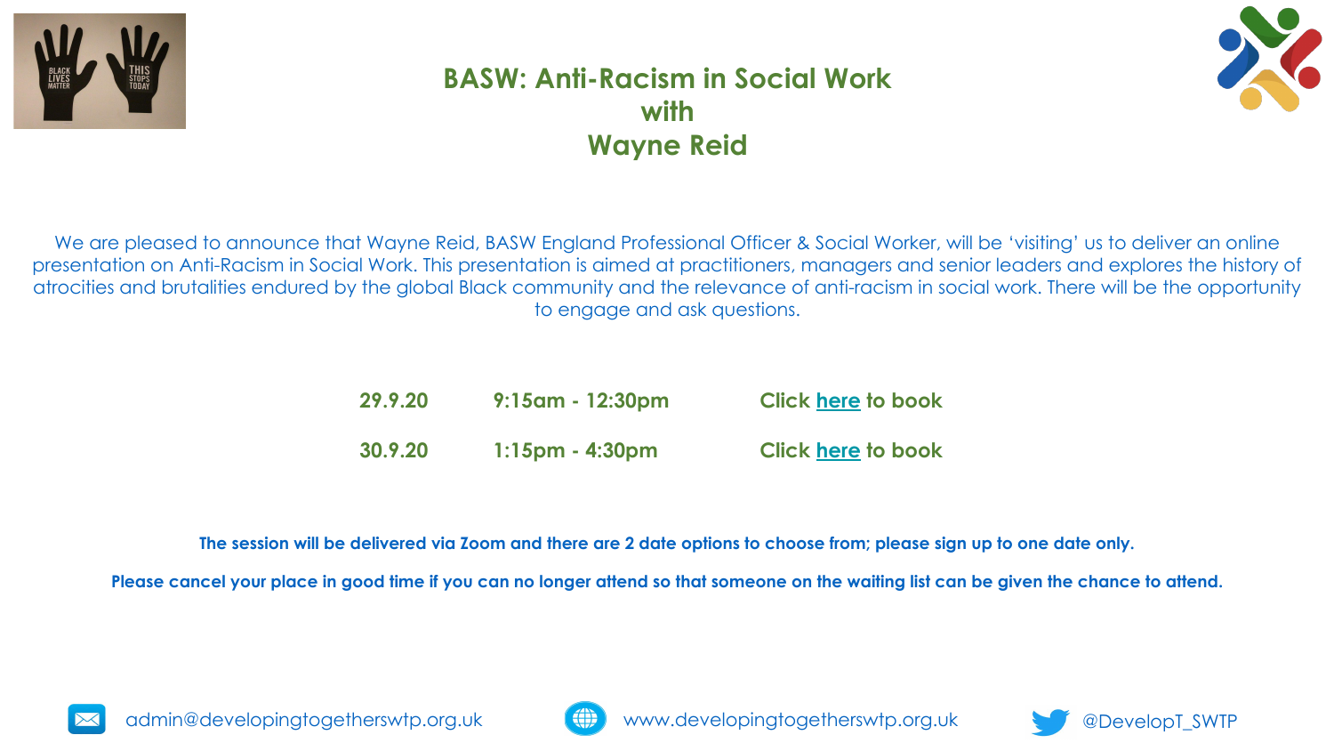# BASW: Anti-Racism in Social Work with Wayne Reid

We are pleased to announce that Wayne Reid, BASW England Professional Officer & Social Worker, will be 'visiting' us to deliver an online presentation on Anti-Racism in Social Work. This presentation is aimed at practitioners, managers and senior leaders and explores the history of atrocities and brutalities endured by the global Black community and the relevance of anti-racism in social work. There will be the opportunity to engage and ask questions.

| | | |
|---|---|---|
| **29.9.20** | **9:15am - 12:30pm** | **Click here to book** |
| **30.9.20** | **1:15pm - 4:30pm** | **Click here to book** |

**The session will be delivered via Zoom and there are 2 date options to choose from; please sign up to one date only.**

**Please cancel your place in good time if you can no longer attend so that someone on the waiting list can be given the chance to attend.**

admin@developingtogetherswtp.org.uk www.developingtogetherswtp.org.uk @DevelopT_SWTP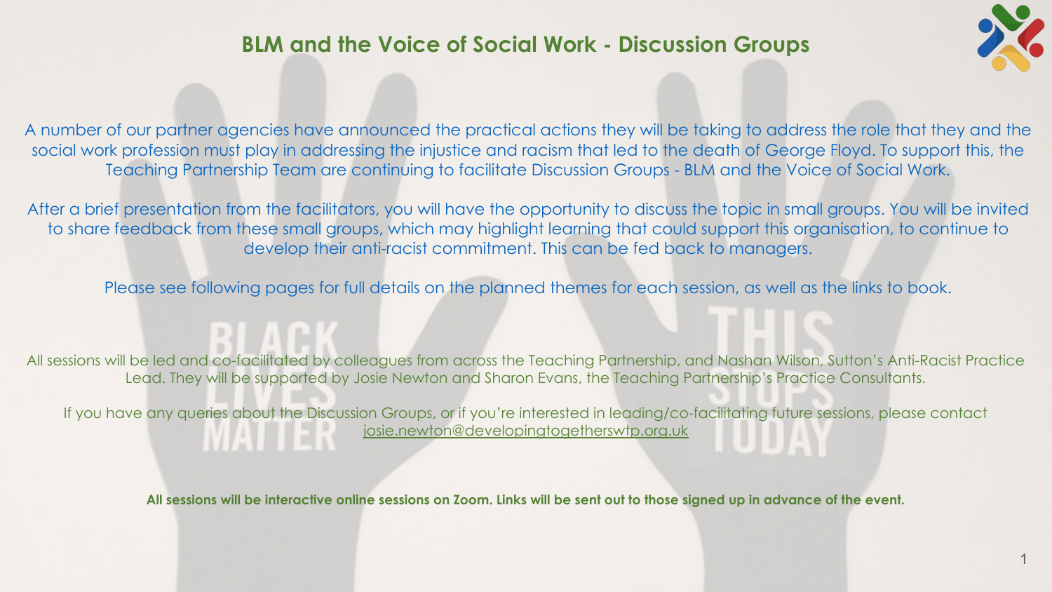# BLM and the Voice of Social Work - Discussion Groups

A number of our partner agencies have announced the practical actions they will be taking to address the role that they and the social work profession must play in addressing the injustice and racism that led to the death of George Floyd. To support this, the Teaching Partnership Team are continuing to facilitate Discussion Groups - BLM and the Voice of Social Work.

After a brief presentation from the facilitators, you will have the opportunity to discuss the topic in small groups. You will be invited to share feedback from these small groups, which may highlight learning that could support this organisation, to continue to develop their anti-racist commitment. This can be fed back to managers.

Please see following pages for full details on the planned themes for each session, as well as the links to book.

All sessions will be led and co-facilitated by colleagues from across the Teaching Partnership, and Nashan Wilson, Sutton's Anti-Racist Practice Lead. They will be supported by Josie Newton and Sharon Evans, the Teaching Partnership's Practice Consultants.

If you have any queries about the Discussion Groups, or if you're interested in leading/co-facilitating future sessions, please contact josie.newton@developingtogetherswtp.org.uk

**All sessions will be interactive online sessions on Zoom. Links will be sent out to those signed up in advance of the event.**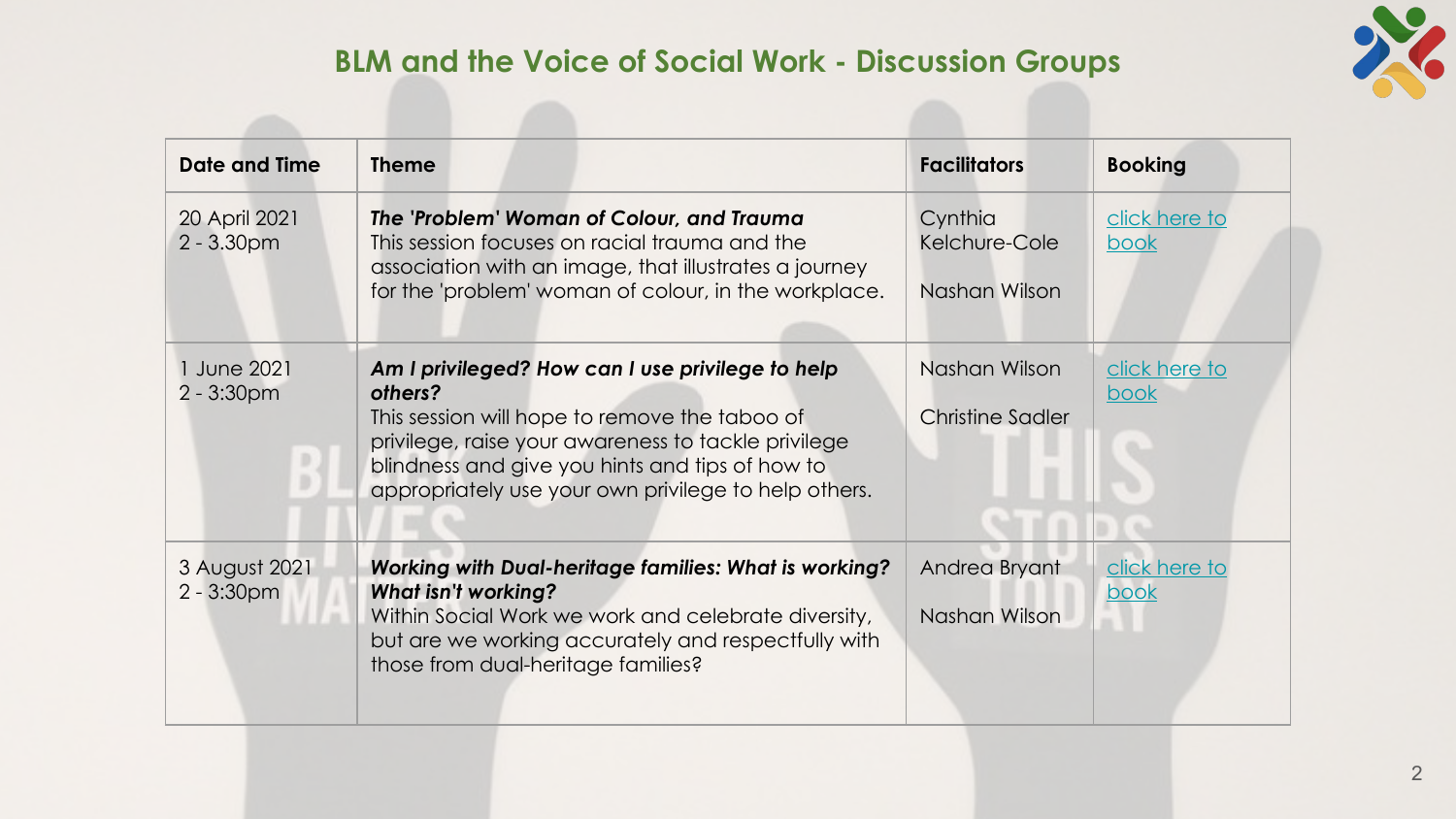## BLM and the Voice of Social Work - Discussion Groups

| Date and Time | Theme | Facilitators | Booking |
|---|---|---|---|
| 20 April 2021<br>2 - 3.30pm | ***The 'Problem' Woman of Colour, and Trauma***<br>This session focuses on racial trauma and the association with an image, that illustrates a journey for the 'problem' woman of colour, in the workplace. | Cynthia Kelchure-Cole<br><br>Nashan Wilson | click here to book |
| 1 June 2021<br>2 - 3:30pm | ***Am I privileged? How can I use privilege to help others?***<br>This session will hope to remove the taboo of privilege, raise your awareness to tackle privilege blindness and give you hints and tips of how to appropriately use your own privilege to help others. | Nashan Wilson<br><br>Christine Sadler | click here to book |
| 3 August 2021<br>2 - 3:30pm | ***Working with Dual-heritage families: What is working? What isn't working?***<br>Within Social Work we work and celebrate diversity, but are we working accurately and respectfully with those from dual-heritage families? | Andrea Bryant<br><br>Nashan Wilson | click here to book |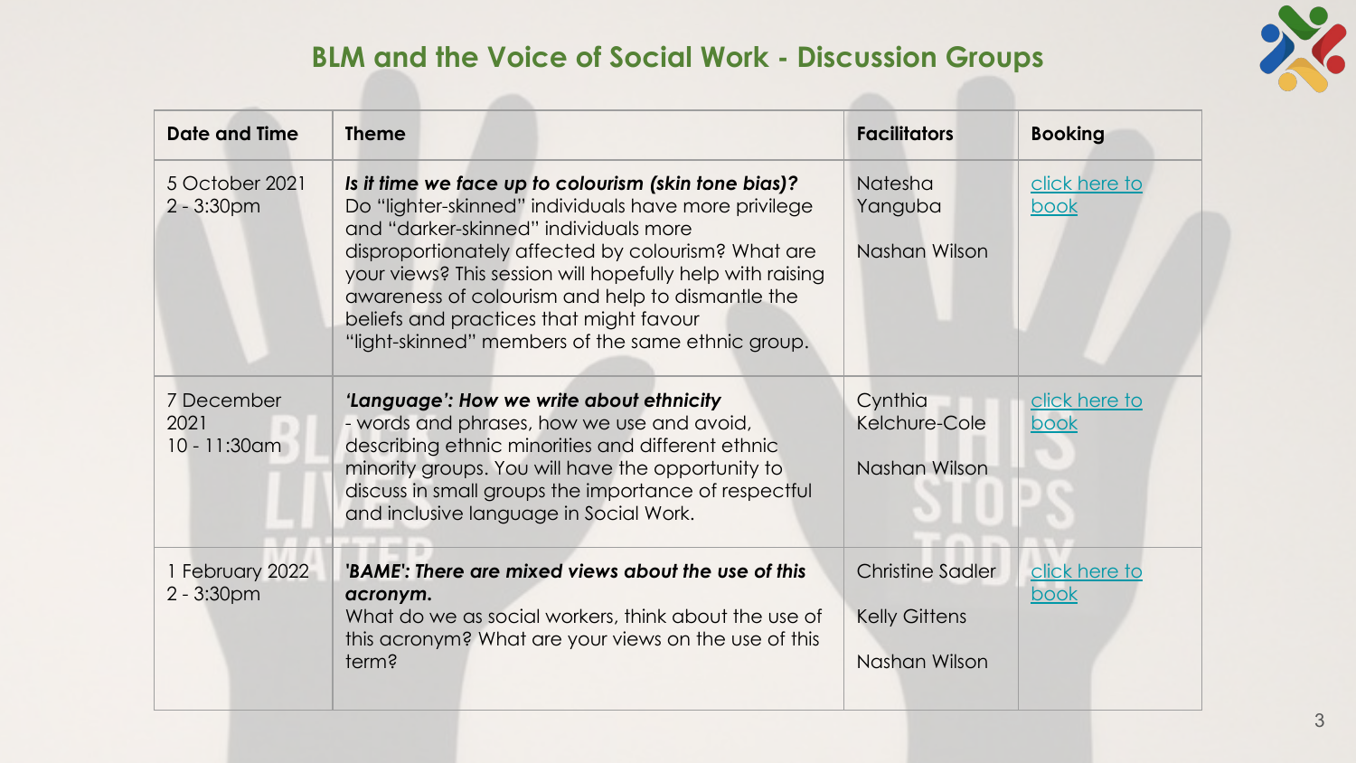## BLM and the Voice of Social Work - Discussion Groups

| Date and Time | Theme | Facilitators | Booking |
| --- | --- | --- | --- |
| 5 October 2021<br>2 - 3:30pm | ***Is it time we face up to colourism (skin tone bias)?***<br>Do "lighter-skinned" individuals have more privilege and "darker-skinned" individuals more disproportionately affected by colourism? What are your views? This session will hopefully help with raising awareness of colourism and help to dismantle the beliefs and practices that might favour "light-skinned" members of the same ethnic group. | Natesha Yanguba<br><br>Nashan Wilson | click here to book |
| 7 December 2021<br>10 - 11:30am | ***'Language': How we write about ethnicity***<br>- words and phrases, how we use and avoid, describing ethnic minorities and different ethnic minority groups. You will have the opportunity to discuss in small groups the importance of respectful and inclusive language in Social Work. | Cynthia Kelchure-Cole<br><br>Nashan Wilson | click here to book |
| 1 February 2022<br>2 - 3:30pm | ***'BAME': There are mixed views about the use of this acronym.***<br>What do we as social workers, think about the use of this acronym? What are your views on the use of this term? | Christine Sadler<br><br>Kelly Gittens<br><br>Nashan Wilson | click here to book |